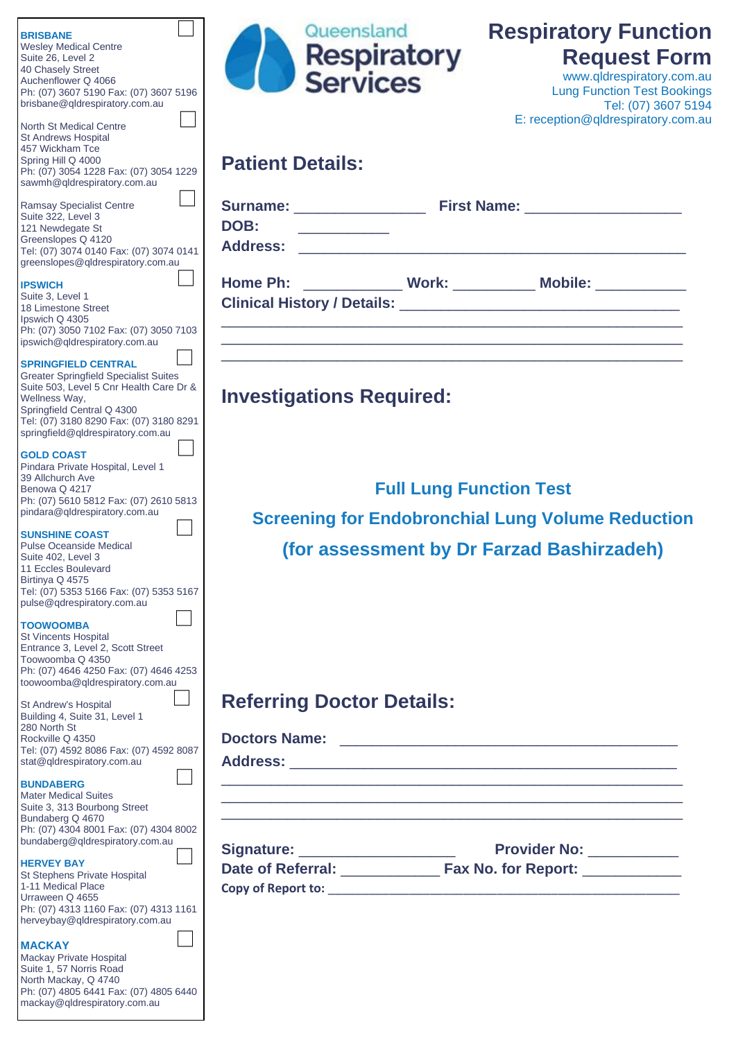# Respiratory Function Request Form

Queensland Respiratory Services

www.qldrespiratory.com.au
Lung Function Test Bookings
Tel: (07) 3607 5194
E: reception@qldrespiratory.com.au

**BRISBANE** ☐
Wesley Medical Centre
Suite 26, Level 2
40 Chasely Street
Auchenflower Q 4066
Ph: (07) 3607 5190 Fax: (07) 3607 5196
brisbane@qldrespiratory.com.au

North St Medical Centre ☐
St Andrews Hospital
457 Wickham Tce
Spring Hill Q 4000
Ph: (07) 3054 1228 Fax: (07) 3054 1229
sawmh@qldrespiratory.com.au

Ramsay Specialist Centre ☐
Suite 322, Level 3
121 Newdegate St
Greenslopes Q 4120
Tel: (07) 3074 0140 Fax: (07) 3074 0141
greenslopes@qldrespiratory.com.au

**IPSWICH** ☐
Suite 3, Level 1
18 Limestone Street
Ipswich Q 4305
Ph: (07) 3050 7102 Fax: (07) 3050 7103
ipswich@qldrespiratory.com.au

**SPRINGFIELD CENTRAL** ☐
Greater Springfield Specialist Suites
Suite 503, Level 5 Cnr Health Care Dr & Wellness Way,
Springfield Central Q 4300
Tel: (07) 3180 8290 Fax: (07) 3180 8291
springfield@qldrespiratory.com.au

**GOLD COAST** ☐
Pindara Private Hospital, Level 1
39 Allchurch Ave
Benowa Q 4217
Ph: (07) 5610 5812 Fax: (07) 2610 5813
pindara@qldrespiratory.com.au

**SUNSHINE COAST** ☐
Pulse Oceanside Medical
Suite 402, Level 3
11 Eccles Boulevard
Birtinya Q 4575
Tel: (07) 5353 5166 Fax: (07) 5353 5167
pulse@qdrespiratory.com.au

**TOOWOOMBA** ☐
St Vincents Hospital
Entrance 3, Level 2, Scott Street
Toowoomba Q 4350
Ph: (07) 4646 4250 Fax: (07) 4646 4253
toowoomba@qldrespiratory.com.au

St Andrew's Hospital ☐
Building 4, Suite 31, Level 1
280 North St
Rockville Q 4350
Tel: (07) 4592 8086 Fax: (07) 4592 8087
stat@qldrespiratory.com.au

**BUNDABERG** ☐
Mater Medical Suites
Suite 3, 313 Bourbong Street
Bundaberg Q 4670
Ph: (07) 4304 8001 Fax: (07) 4304 8002
bundaberg@qldrespiratory.com.au

**HERVEY BAY** ☐
St Stephens Private Hospital
1-11 Medical Place
Urraween Q 4655
Ph: (07) 4313 1160 Fax: (07) 4313 1161
herveybay@qldrespiratory.com.au

**MACKAY** ☐
Mackay Private Hospital
Suite 1, 57 Norris Road
North Mackay, Q 4740
Ph: (07) 4805 6441 Fax: (07) 4805 6440
mackay@qldrespiratory.com.au

## Patient Details:

**Surname:** ________________ **First Name:** ___________________

**DOB:** ___________

**Address:** _______________________________________________

**Home Ph:** ____________ **Work:** __________ **Mobile:** ___________

**Clinical History / Details:** __________________________________

_________________________________________________________

_________________________________________________________

_________________________________________________________

## Investigations Required:

**Full Lung Function Test**

**Screening for Endobronchial Lung Volume Reduction**

**(for assessment by Dr Farzad Bashirzadeh)**

## Referring Doctor Details:

**Doctors Name:** _________________________________________

**Address:** _____________________________________________

_________________________________________________________

_________________________________________________________

_________________________________________________________

**Signature:** ___________________ **Provider No:** ___________

**Date of Referral:** ____________ **Fax No. for Report:** ____________

**Copy of Report to:** ___________________________________________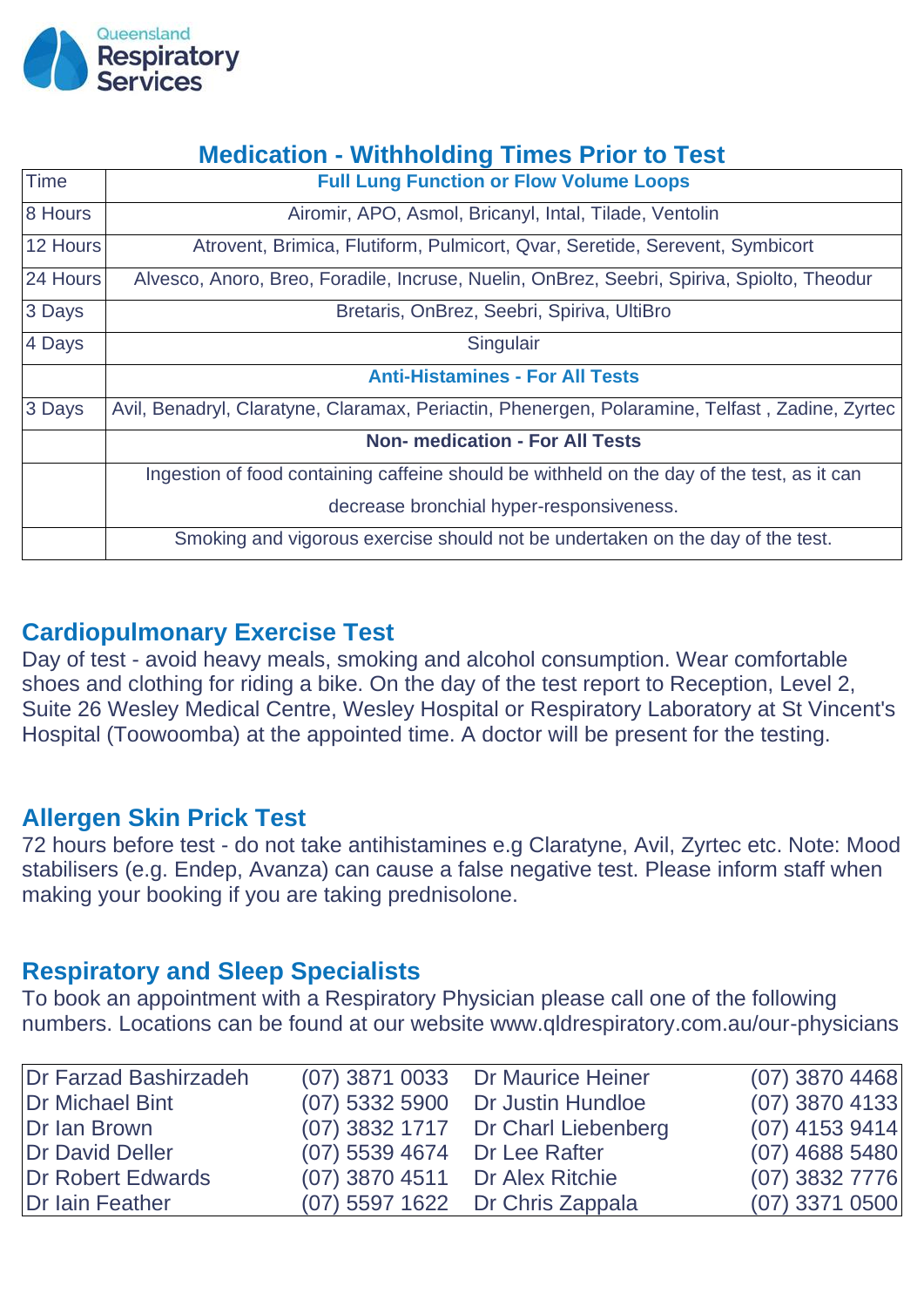Queensland Respiratory Services

## Medication - Withholding Times Prior to Test

| Time | Full Lung Function or Flow Volume Loops |
|---|---|
| 8 Hours | Airomir, APO, Asmol, Bricanyl, Intal, Tilade, Ventolin |
| 12 Hours | Atrovent, Brimica, Flutiform, Pulmicort, Qvar, Seretide, Serevent, Symbicort |
| 24 Hours | Alvesco, Anoro, Breo, Foradile, Incruse, Nuelin, OnBrez, Seebri, Spiriva, Spiolto, Theodur |
| 3 Days | Bretaris, OnBrez, Seebri, Spiriva, UltiBro |
| 4 Days | Singulair |
| | **Anti-Histamines - For All Tests** |
| 3 Days | Avil, Benadryl, Claratyne, Claramax, Periactin, Phenergen, Polaramine, Telfast , Zadine, Zyrtec |
| | **Non- medication - For All Tests** |
| | Ingestion of food containing caffeine should be withheld on the day of the test, as it can decrease bronchial hyper-responsiveness. |
| | Smoking and vigorous exercise should not be undertaken on the day of the test. |

## Cardiopulmonary Exercise Test

Day of test - avoid heavy meals, smoking and alcohol consumption. Wear comfortable shoes and clothing for riding a bike. On the day of the test report to Reception, Level 2, Suite 26 Wesley Medical Centre, Wesley Hospital or Respiratory Laboratory at St Vincent's Hospital (Toowoomba) at the appointed time. A doctor will be present for the testing.

## Allergen Skin Prick Test

72 hours before test - do not take antihistamines e.g Claratyne, Avil, Zyrtec etc. Note: Mood stabilisers (e.g. Endep, Avanza) can cause a false negative test. Please inform staff when making your booking if you are taking prednisolone.

## Respiratory and Sleep Specialists

To book an appointment with a Respiratory Physician please call one of the following numbers. Locations can be found at our website www.qldrespiratory.com.au/our-physicians

| | | | |
|---|---|---|---|
| Dr Farzad Bashirzadeh | (07) 3871 0033 | Dr Maurice Heiner | (07) 3870 4468 |
| Dr Michael Bint | (07) 5332 5900 | Dr Justin Hundloe | (07) 3870 4133 |
| Dr Ian Brown | (07) 3832 1717 | Dr Charl Liebenberg | (07) 4153 9414 |
| Dr David Deller | (07) 5539 4674 | Dr Lee Rafter | (07) 4688 5480 |
| Dr Robert Edwards | (07) 3870 4511 | Dr Alex Ritchie | (07) 3832 7776 |
| Dr Iain Feather | (07) 5597 1622 | Dr Chris Zappala | (07) 3371 0500 |